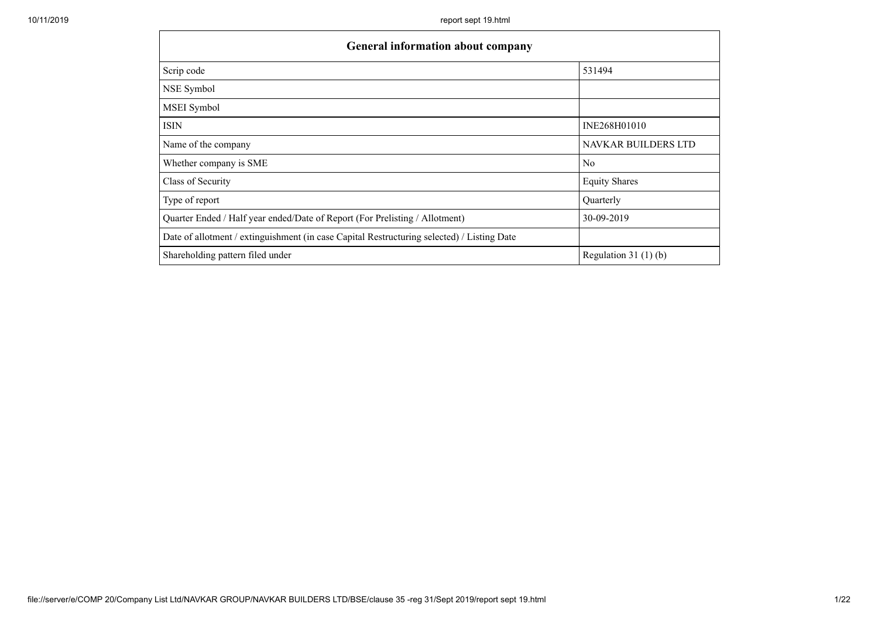| General information about company | |
|---|---|
| Scrip code | 531494 |
| NSE Symbol | |
| MSEI Symbol | |
| ISIN | INE268H01010 |
| Name of the company | NAVKAR BUILDERS LTD |
| Whether company is SME | No |
| Class of Security | Equity Shares |
| Type of report | Quarterly |
| Quarter Ended / Half year ended/Date of Report (For Prelisting / Allotment) | 30-09-2019 |
| Date of allotment / extinguishment (in case Capital Restructuring selected) / Listing Date | |
| Shareholding pattern filed under | Regulation 31 (1) (b) |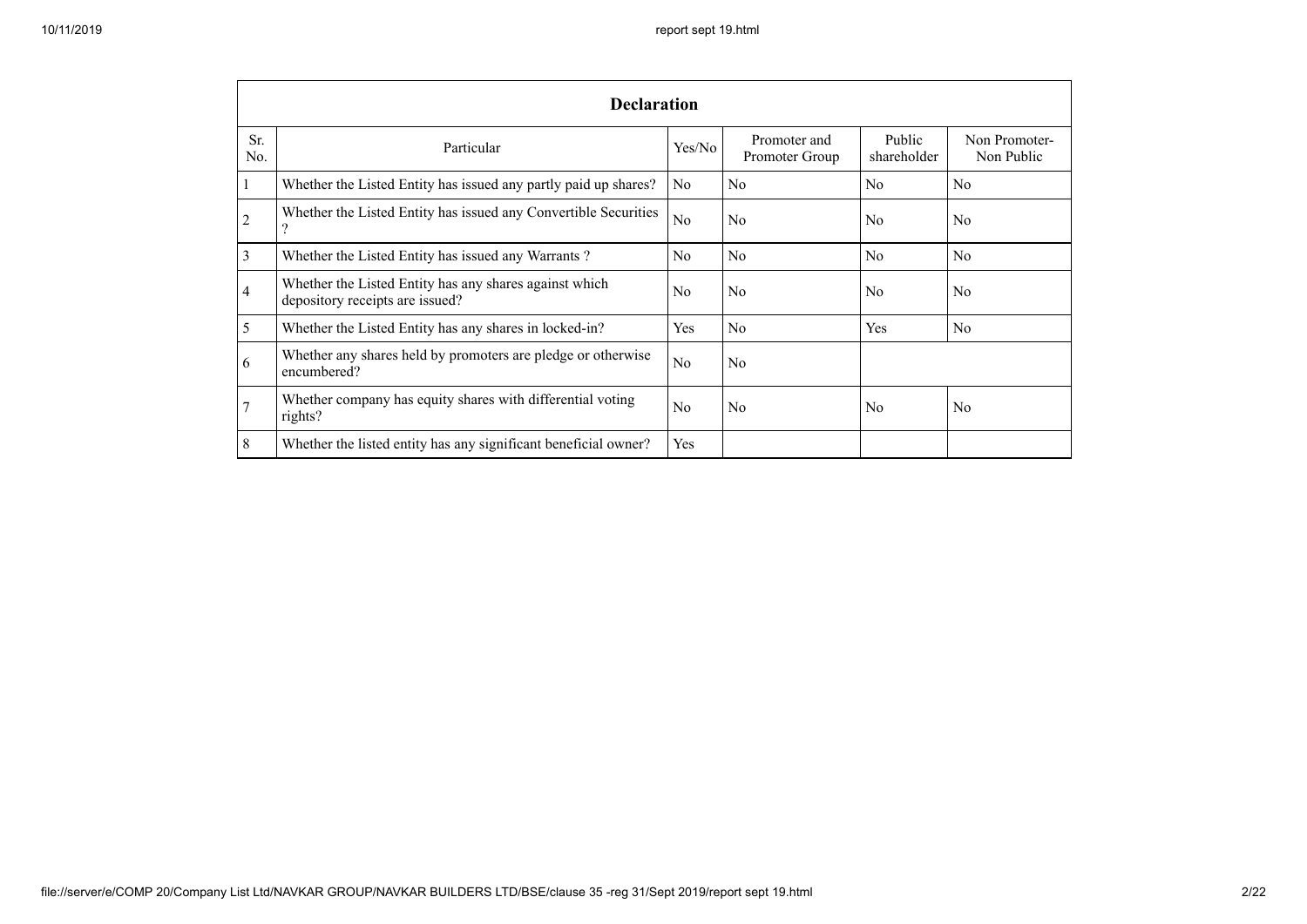| Declaration | | | | | |
|---|---|---|---|---|---|
| Sr. No. | Particular | Yes/No | Promoter and Promoter Group | Public shareholder | Non Promoter- Non Public |
| 1 | Whether the Listed Entity has issued any partly paid up shares? | No | No | No | No |
| 2 | Whether the Listed Entity has issued any Convertible Securities ? | No | No | No | No |
| 3 | Whether the Listed Entity has issued any Warrants ? | No | No | No | No |
| 4 | Whether the Listed Entity has any shares against which depository receipts are issued? | No | No | No | No |
| 5 | Whether the Listed Entity has any shares in locked-in? | Yes | No | Yes | No |
| 6 | Whether any shares held by promoters are pledge or otherwise encumbered? | No | No | | |
| 7 | Whether company has equity shares with differential voting rights? | No | No | No | No |
| 8 | Whether the listed entity has any significant beneficial owner? | Yes | | | |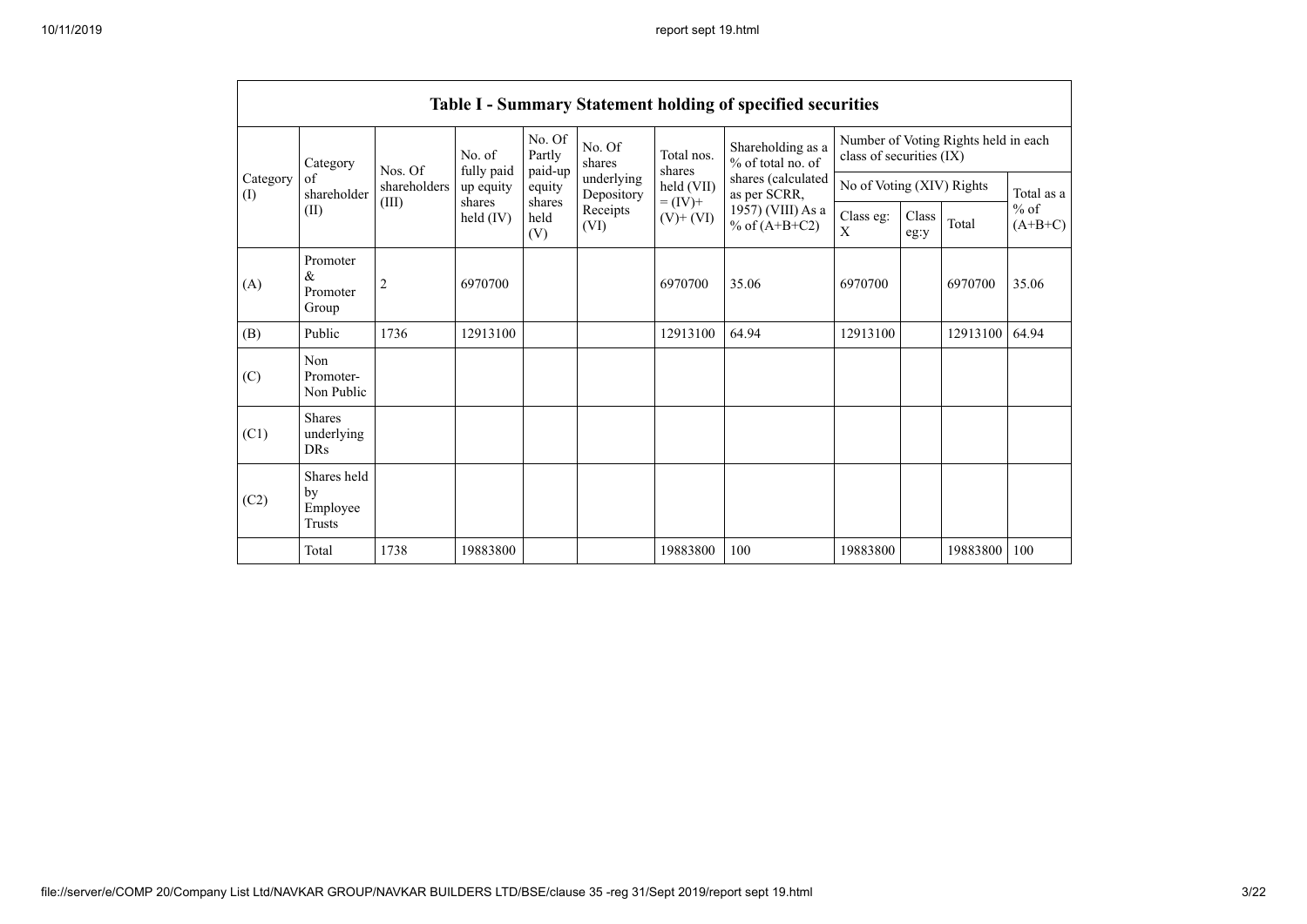| Table I - Summary Statement holding of specified securities | | | | | | | | | | | | |
|---|---|---|---|---|---|---|---|---|---|---|---|---|
| Category (I) | Category of shareholder (II) | Nos. Of shareholders (III) | No. of fully paid up equity shares held (IV) | No. Of Partly paid-up equity shares held (V) | No. Of shares underlying Depository Receipts (VI) | Total nos. shares held (VII) = (IV)+ (V)+ (VI) | Shareholding as a % of total no. of shares (calculated as per SCRR, 1957) (VIII) As a % of (A+B+C2) | Number of Voting Rights held in each class of securities (IX) | | | |
| | | | | | | | | No of Voting (XIV) Rights | | | Total as a % of (A+B+C) |
| | | | | | | | | Class eg: X | Class eg:y | Total | |
| (A) | Promoter & Promoter Group | 2 | 6970700 | | | 6970700 | 35.06 | 6970700 | | 6970700 | 35.06 |
| (B) | Public | 1736 | 12913100 | | | 12913100 | 64.94 | 12913100 | | 12913100 | 64.94 |
| (C) | Non Promoter- Non Public | | | | | | | | | | |
| (C1) | Shares underlying DRs | | | | | | | | | | |
| (C2) | Shares held by Employee Trusts | | | | | | | | | | |
| | Total | 1738 | 19883800 | | | 19883800 | 100 | 19883800 | | 19883800 | 100 |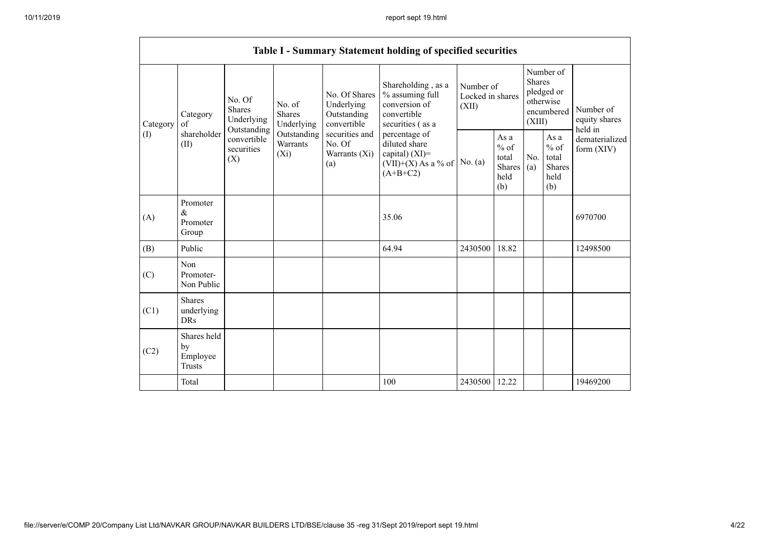## Table I - Summary Statement holding of specified securities

| Category (I) | Category of shareholder (II) | No. Of Shares Underlying Outstanding convertible securities (X) | No. of Shares Underlying Outstanding Warrants (Xi) | No. Of Shares Underlying Outstanding convertible securities and No. Of Warrants (Xi) (a) | Shareholding , as a % assuming full conversion of convertible securities ( as a percentage of diluted share capital) (XI)= (VII)+(X) As a % of (A+B+C2) | Number of Locked in shares (XII) | | Number of Shares pledged or otherwise encumbered (XIII) | | Number of equity shares held in dematerialized form (XIV) |
|---|---|---|---|---|---|---|---|---|---|---|
| | | | | | | No. (a) | As a % of total Shares held (b) | No. (a) | As a % of total Shares held (b) | |
| (A) | Promoter & Promoter Group | | | | 35.06 | | | | | 6970700 |
| (B) | Public | | | | 64.94 | 2430500 | 18.82 | | | 12498500 |
| (C) | Non Promoter- Non Public | | | | | | | | | |
| (C1) | Shares underlying DRs | | | | | | | | | |
| (C2) | Shares held by Employee Trusts | | | | | | | | | |
| | Total | | | | 100 | 2430500 | 12.22 | | | 19469200 |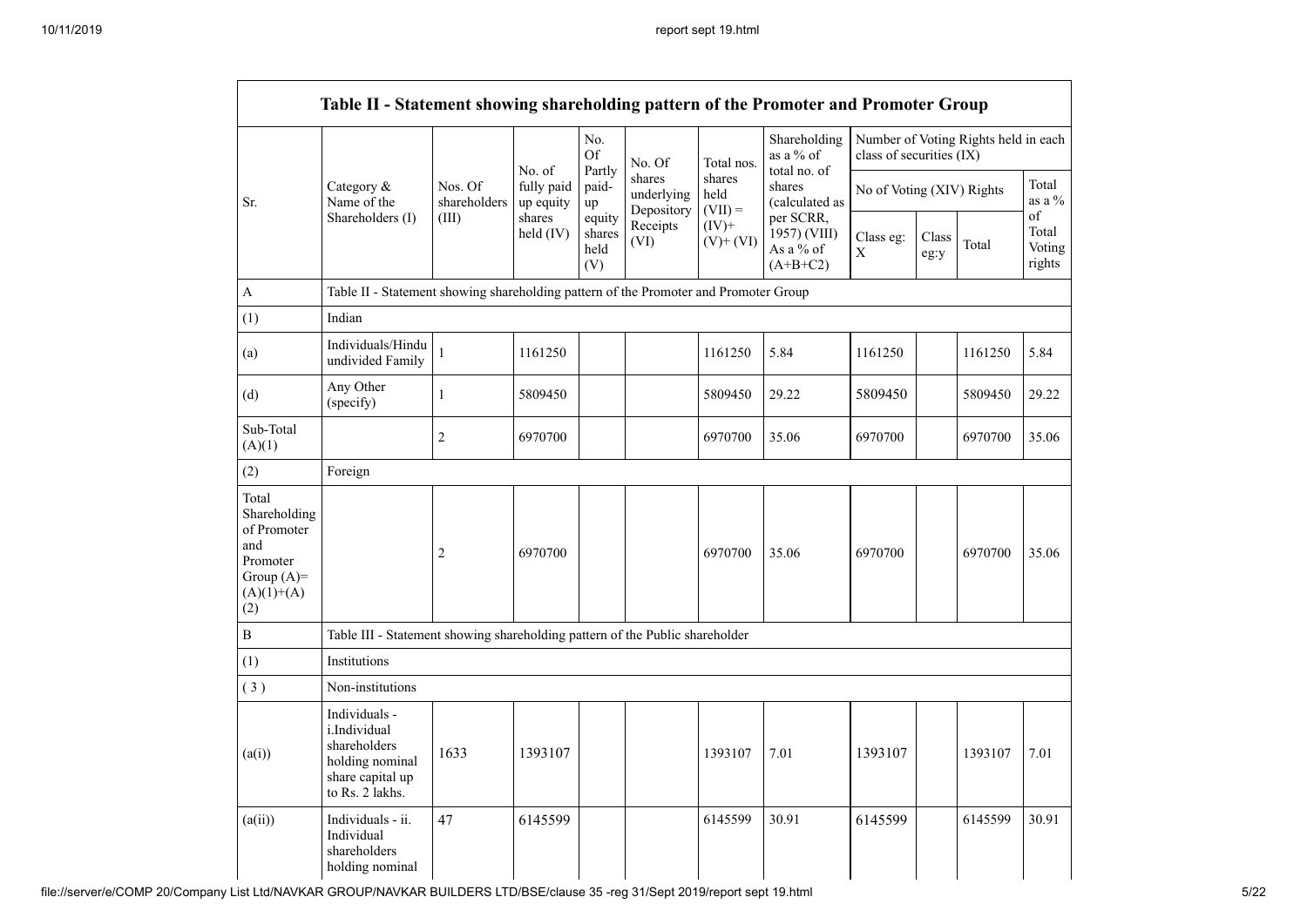| Table II - Statement showing shareholding pattern of the Promoter and Promoter Group | | | | | | | | | | | |
|---|---|---|---|---|---|---|---|---|---|---|---|
| Sr. | Category & Name of the Shareholders (I) | Nos. Of shareholders (III) | No. of fully paid up equity shares held (IV) | No. Of Partly paid-up equity shares held (V) | No. Of shares underlying Depository Receipts (VI) | Total nos. shares held (VII) = (IV)+ (V)+ (VI) | Shareholding as a % of total no. of shares (calculated as per SCRR, 1957) (VIII) As a % of (A+B+C2) | Number of Voting Rights held in each class of securities (IX) | | | |
| | | | | | | | | No of Voting (XIV) Rights | | | Total as a % of Total Voting rights |
| | | | | | | | | Class eg: X | Class eg:y | Total | |
| A | Table II - Statement showing shareholding pattern of the Promoter and Promoter Group | | | | | | | | | | |
| (1) | Indian | | | | | | | | | | |
| (a) | Individuals/Hindu undivided Family | 1 | 1161250 | | | 1161250 | 5.84 | 1161250 | | 1161250 | 5.84 |
| (d) | Any Other (specify) | 1 | 5809450 | | | 5809450 | 29.22 | 5809450 | | 5809450 | 29.22 |
| Sub-Total (A)(1) | | 2 | 6970700 | | | 6970700 | 35.06 | 6970700 | | 6970700 | 35.06 |
| (2) | Foreign | | | | | | | | | | |
| Total Shareholding of Promoter and Promoter Group (A)=(A)(1)+(A)(2) | | 2 | 6970700 | | | 6970700 | 35.06 | 6970700 | | 6970700 | 35.06 |
| B | Table III - Statement showing shareholding pattern of the Public shareholder | | | | | | | | | | |
| (1) | Institutions | | | | | | | | | | |
| (3) | Non-institutions | | | | | | | | | | |
| (a(i)) | Individuals - i.Individual shareholders holding nominal share capital up to Rs. 2 lakhs. | 1633 | 1393107 | | | 1393107 | 7.01 | 1393107 | | 1393107 | 7.01 |
| (a(ii)) | Individuals - ii. Individual shareholders holding nominal | 47 | 6145599 | | | 6145599 | 30.91 | 6145599 | | 6145599 | 30.91 |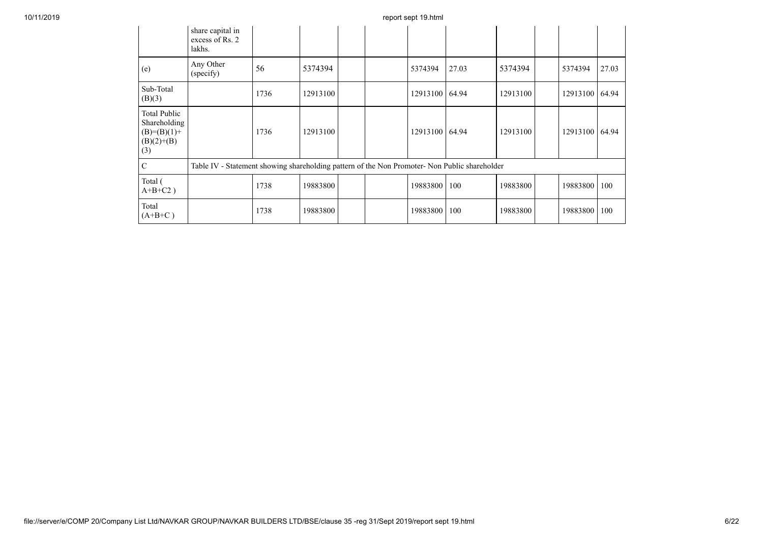|  | share capital in excess of Rs. 2 lakhs. |  |  |  |  |  |  |  |  |  |  |
|---|---|---|---|---|---|---|---|---|---|---|---|
| (e) | Any Other (specify) | 56 | 5374394 |  |  | 5374394 | 27.03 | 5374394 |  | 5374394 | 27.03 |
| Sub-Total (B)(3) |  | 1736 | 12913100 |  |  | 12913100 | 64.94 | 12913100 |  | 12913100 | 64.94 |
| Total Public Shareholding (B)=(B)(1)+(B)(2)+(B)(3) |  | 1736 | 12913100 |  |  | 12913100 | 64.94 | 12913100 |  | 12913100 | 64.94 |
| C | Table IV - Statement showing shareholding pattern of the Non Promoter- Non Public shareholder |  |  |  |  |  |  |  |  |  |  |
| Total ( A+B+C2 ) |  | 1738 | 19883800 |  |  | 19883800 | 100 | 19883800 |  | 19883800 | 100 |
| Total (A+B+C ) |  | 1738 | 19883800 |  |  | 19883800 | 100 | 19883800 |  | 19883800 | 100 |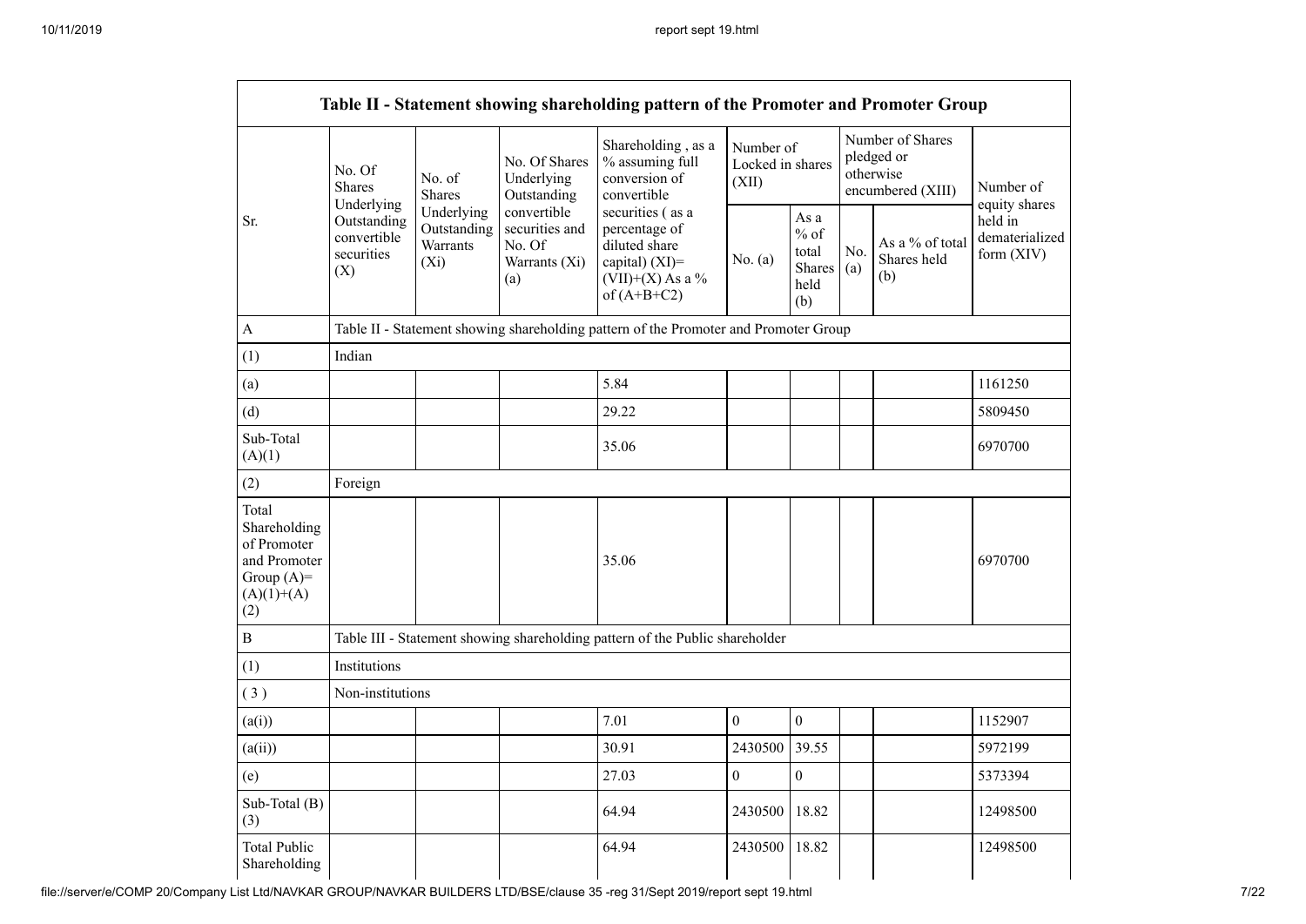| Table II - Statement showing shareholding pattern of the Promoter and Promoter Group | | | | | | | | | |
|---|---|---|---|---|---|---|---|---|---|
| Sr. | No. Of Shares Underlying Outstanding convertible securities (X) | No. of Shares Underlying Outstanding Warrants (Xi) | No. Of Shares Underlying Outstanding convertible securities and No. Of Warrants (Xi) (a) | Shareholding , as a % assuming full conversion of convertible securities ( as a percentage of diluted share capital) (XI)= (VII)+(X) As a % of (A+B+C2) | Number of Locked in shares (XII) | | Number of Shares pledged or otherwise encumbered (XIII) | | Number of equity shares held in dematerialized form (XIV) |
| | | | | | No. (a) | As a % of total Shares held (b) | No. (a) | As a % of total Shares held (b) | |
| A | Table II - Statement showing shareholding pattern of the Promoter and Promoter Group | | | | | | | | |
| (1) | Indian | | | | | | | | |
| (a) | | | | 5.84 | | | | | 1161250 |
| (d) | | | | 29.22 | | | | | 5809450 |
| Sub-Total (A)(1) | | | | 35.06 | | | | | 6970700 |
| (2) | Foreign | | | | | | | | |
| Total Shareholding of Promoter and Promoter Group (A)= (A)(1)+(A)(2) | | | | 35.06 | | | | | 6970700 |
| B | Table III - Statement showing shareholding pattern of the Public shareholder | | | | | | | | |
| (1) | Institutions | | | | | | | | |
| ( 3 ) | Non-institutions | | | | | | | | |
| (a(i)) | | | | 7.01 | 0 | 0 | | | 1152907 |
| (a(ii)) | | | | 30.91 | 2430500 | 39.55 | | | 5972199 |
| (e) | | | | 27.03 | 0 | 0 | | | 5373394 |
| Sub-Total (B)(3) | | | | 64.94 | 2430500 | 18.82 | | | 12498500 |
| Total Public Shareholding | | | | 64.94 | 2430500 | 18.82 | | | 12498500 |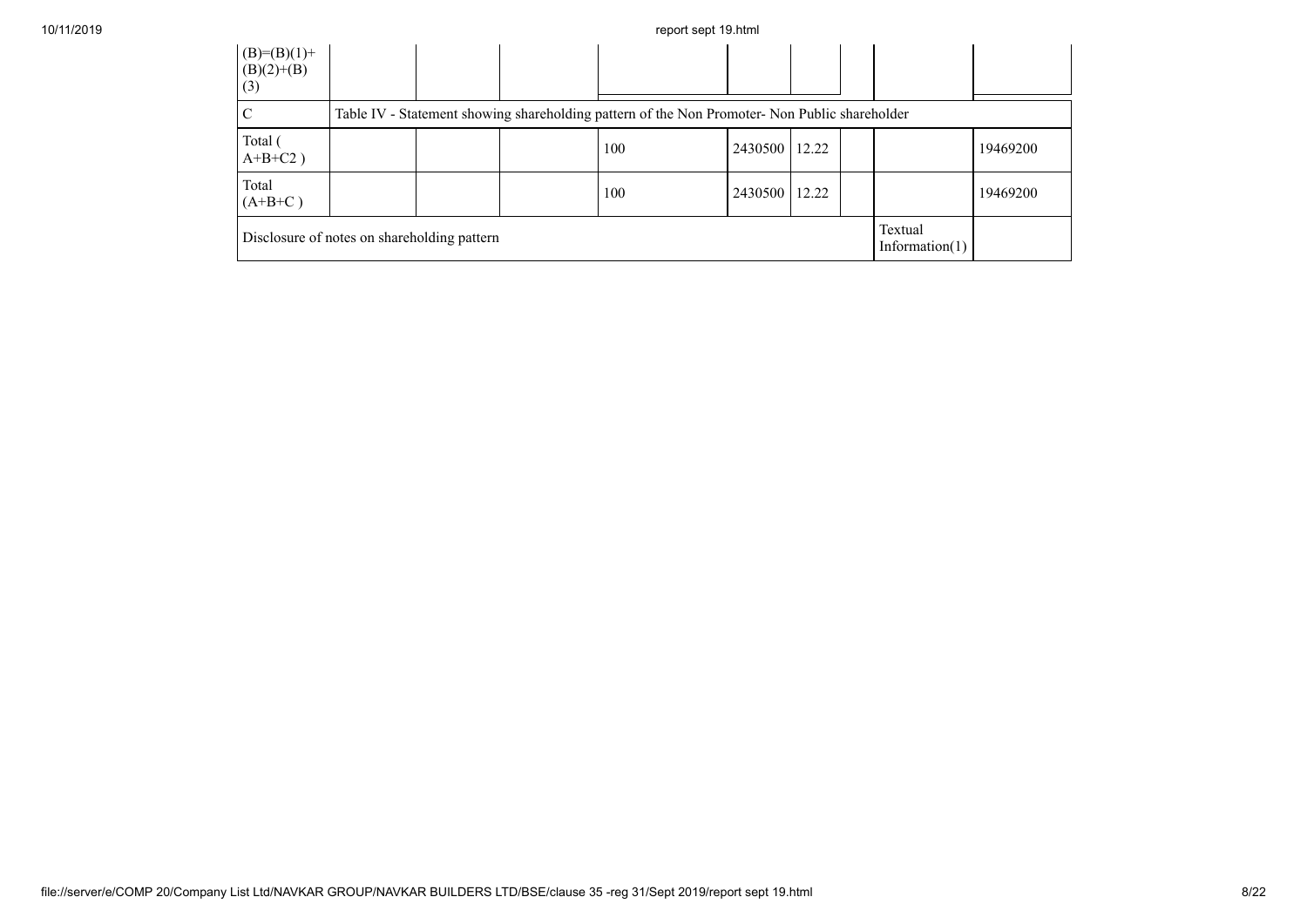| | | | | | | | | | |
|---|---|---|---|---|---|---|---|---|---|
| (B)=(B)(1)+(B)(2)+(B)(3) | | | | | | | | | |
| C | Table IV - Statement showing shareholding pattern of the Non Promoter- Non Public shareholder | | | | | | | | |
| Total ( A+B+C2 ) | | | | 100 | 2430500 | 12.22 | | | 19469200 |
| Total (A+B+C ) | | | | 100 | 2430500 | 12.22 | | | 19469200 |
| Disclosure of notes on shareholding pattern | | | | | | | | Textual Information(1) | |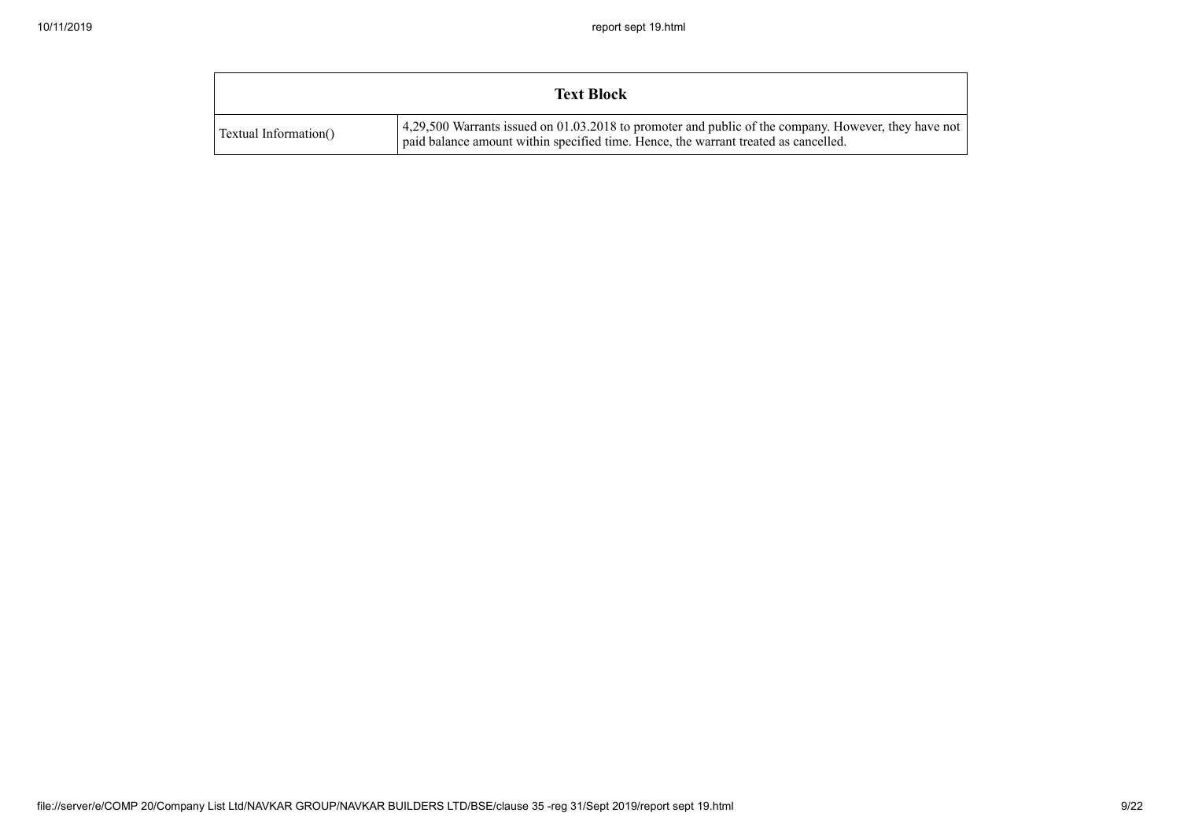| Text Block | |
|---|---|
| Textual Information() | 4,29,500 Warrants issued on 01.03.2018 to promoter and public of the company. However, they have not paid balance amount within specified time. Hence, the warrant treated as cancelled. |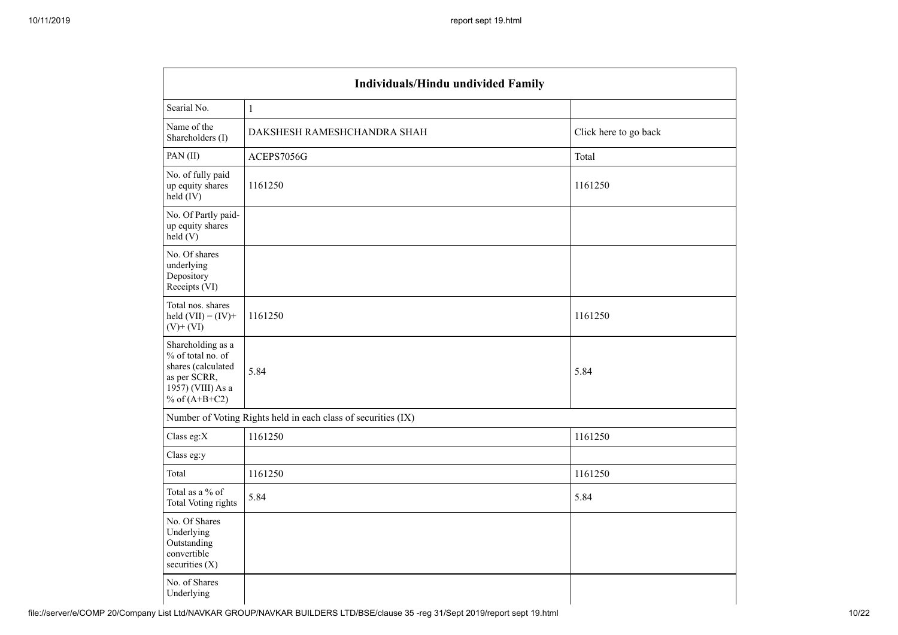| Individuals/Hindu undivided Family | | |
|---|---|---|
| Searial No. | 1 | |
| Name of the Shareholders (I) | DAKSHESH RAMESHCHANDRA SHAH | Click here to go back |
| PAN (II) | ACEPS7056G | Total |
| No. of fully paid up equity shares held (IV) | 1161250 | 1161250 |
| No. Of Partly paid-up equity shares held (V) | | |
| No. Of shares underlying Depository Receipts (VI) | | |
| Total nos. shares held (VII) = (IV)+ (V)+ (VI) | 1161250 | 1161250 |
| Shareholding as a % of total no. of shares (calculated as per SCRR, 1957) (VIII) As a % of (A+B+C2) | 5.84 | 5.84 |
| Number of Voting Rights held in each class of securities (IX) | | |
| Class eg:X | 1161250 | 1161250 |
| Class eg:y | | |
| Total | 1161250 | 1161250 |
| Total as a % of Total Voting rights | 5.84 | 5.84 |
| No. Of Shares Underlying Outstanding convertible securities (X) | | |
| No. of Shares Underlying | | |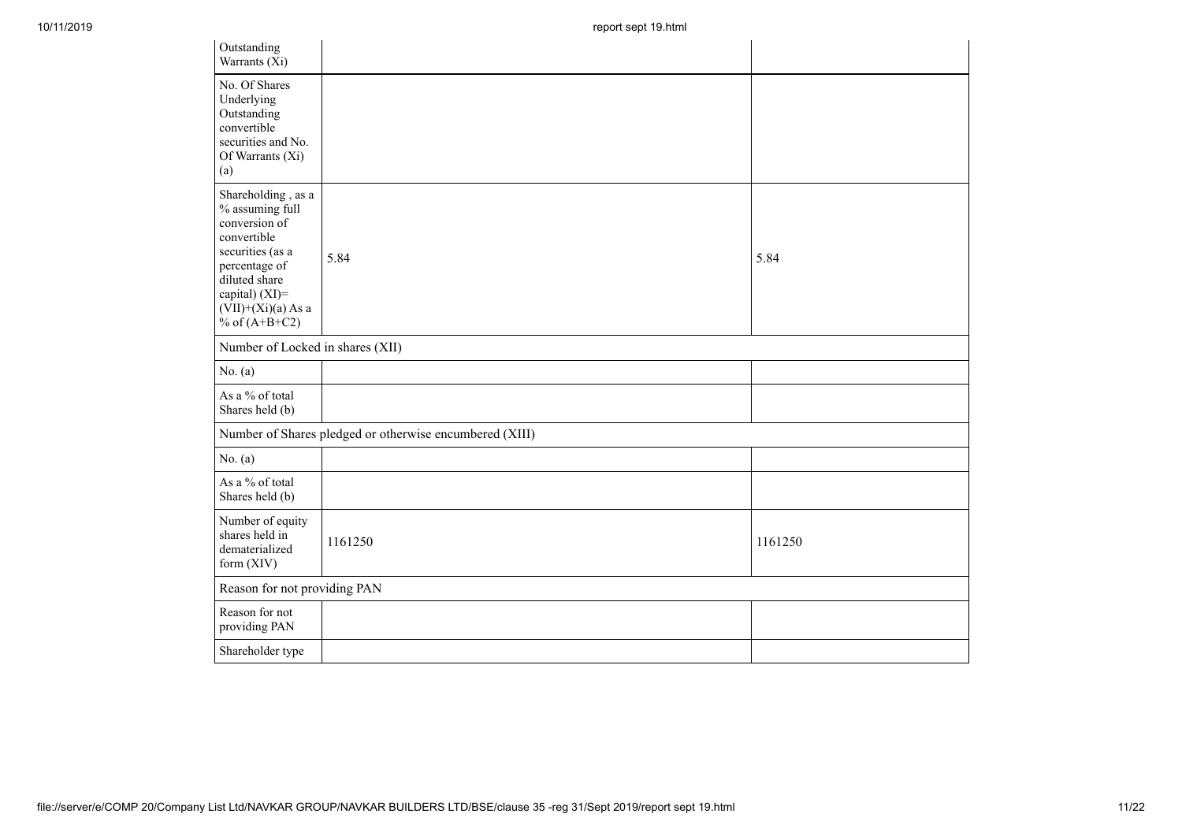| | | |
|---|---|---|
| Outstanding Warrants (Xi) | | |
| No. Of Shares Underlying Outstanding convertible securities and No. Of Warrants (Xi) (a) | | |
| Shareholding , as a % assuming full conversion of convertible securities (as a percentage of diluted share capital) (XI)= (VII)+(Xi)(a) As a % of (A+B+C2) | 5.84 | 5.84 |
| Number of Locked in shares (XII) | | |
| No. (a) | | |
| As a % of total Shares held (b) | | |
| Number of Shares pledged or otherwise encumbered (XIII) | | |
| No. (a) | | |
| As a % of total Shares held (b) | | |
| Number of equity shares held in dematerialized form (XIV) | 1161250 | 1161250 |
| Reason for not providing PAN | | |
| Reason for not providing PAN | | |
| Shareholder type | | |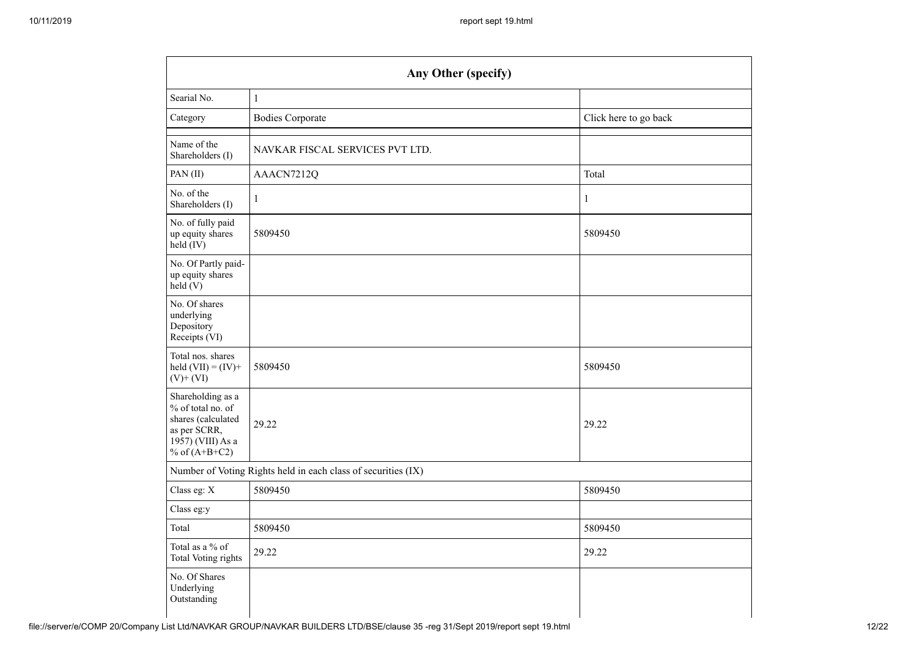| Any Other (specify) | | |
|---|---|---|
| Searial No. | 1 | |
| Category | Bodies Corporate | Click here to go back |
| Name of the Shareholders (I) | NAVKAR FISCAL SERVICES PVT LTD. | |
| PAN (II) | AAACN7212Q | Total |
| No. of the Shareholders (I) | 1 | 1 |
| No. of fully paid up equity shares held (IV) | 5809450 | 5809450 |
| No. Of Partly paid-up equity shares held (V) | | |
| No. Of shares underlying Depository Receipts (VI) | | |
| Total nos. shares held (VII) = (IV)+ (V)+ (VI) | 5809450 | 5809450 |
| Shareholding as a % of total no. of shares (calculated as per SCRR, 1957) (VIII) As a % of (A+B+C2) | 29.22 | 29.22 |
| Number of Voting Rights held in each class of securities (IX) | | |
| Class eg: X | 5809450 | 5809450 |
| Class eg:y | | |
| Total | 5809450 | 5809450 |
| Total as a % of Total Voting rights | 29.22 | 29.22 |
| No. Of Shares Underlying Outstanding | | |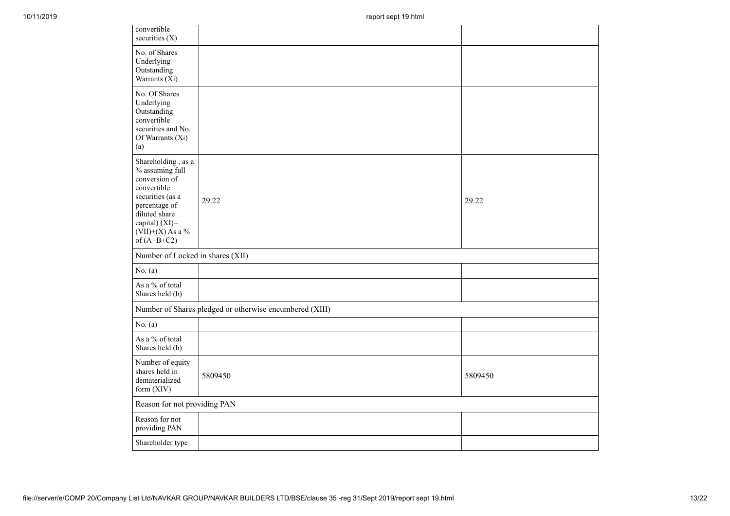| | | |
|---|---|---|
| convertible securities (X) | | |
| No. of Shares Underlying Outstanding Warrants (Xi) | | |
| No. Of Shares Underlying Outstanding convertible securities and No. Of Warrants (Xi) (a) | | |
| Shareholding , as a % assuming full conversion of convertible securities (as a percentage of diluted share capital) (XI)= (VII)+(X) As a % of (A+B+C2) | 29.22 | 29.22 |
| Number of Locked in shares (XII) | | |
| No. (a) | | |
| As a % of total Shares held (b) | | |
| Number of Shares pledged or otherwise encumbered (XIII) | | |
| No. (a) | | |
| As a % of total Shares held (b) | | |
| Number of equity shares held in dematerialized form (XIV) | 5809450 | 5809450 |
| Reason for not providing PAN | | |
| Reason for not providing PAN | | |
| Shareholder type | | |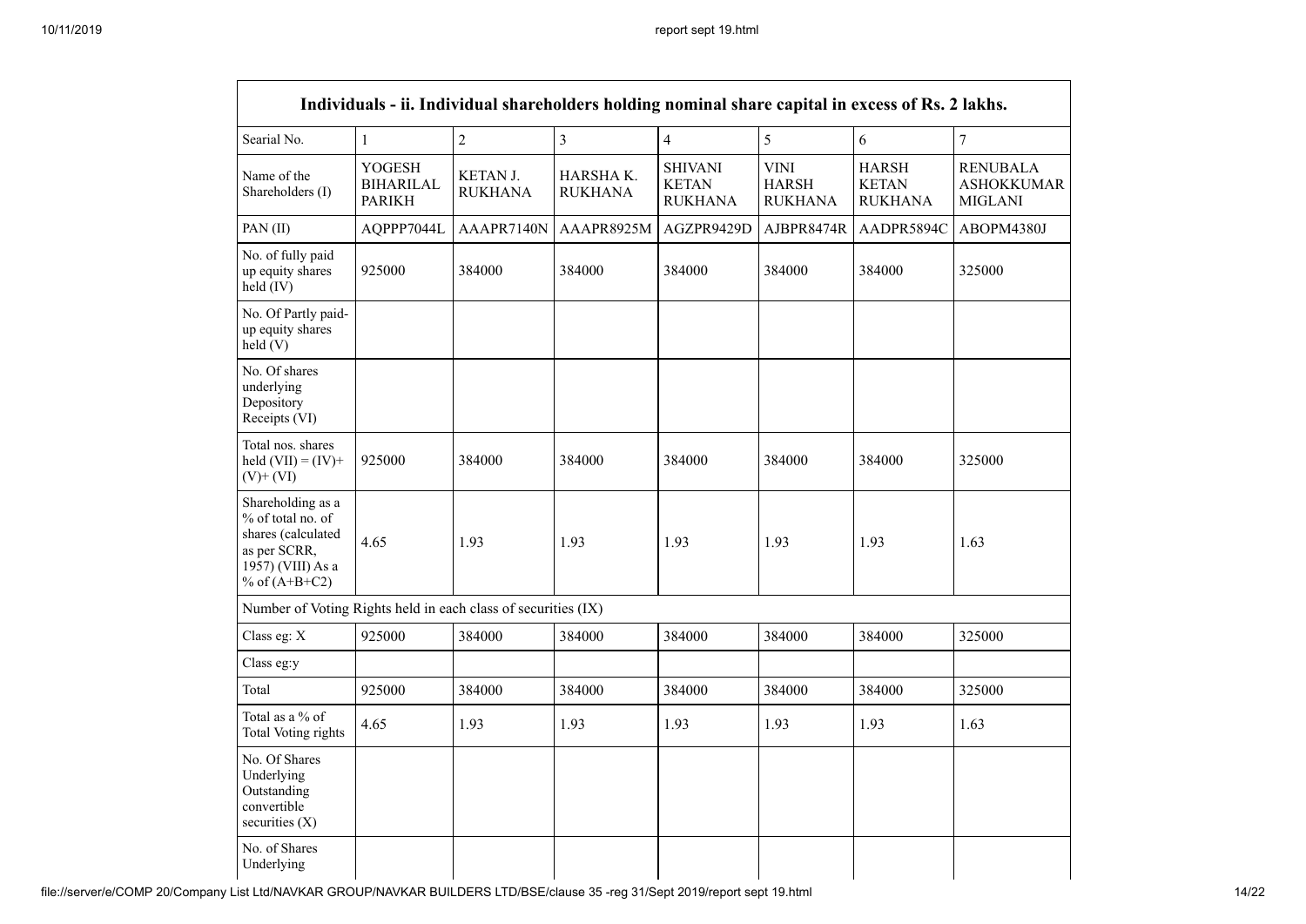| Individuals - ii. Individual shareholders holding nominal share capital in excess of Rs. 2 lakhs. | | | | | | | |
|---|---|---|---|---|---|---|---|
| Searial No. | 1 | 2 | 3 | 4 | 5 | 6 | 7 |
| Name of the Shareholders (I) | YOGESH BIHARILAL PARIKH | KETAN J. RUKHANA | HARSHA K. RUKHANA | SHIVANI KETAN RUKHANA | VINI HARSH RUKHANA | HARSH KETAN RUKHANA | RENUBALA ASHOKKUMAR MIGLANI |
| PAN (II) | AQPPP7044L | AAAPR7140N | AAAPR8925M | AGZPR9429D | AJBPR8474R | AADPR5894C | ABOPM4380J |
| No. of fully paid up equity shares held (IV) | 925000 | 384000 | 384000 | 384000 | 384000 | 384000 | 325000 |
| No. Of Partly paid-up equity shares held (V) | | | | | | | |
| No. Of shares underlying Depository Receipts (VI) | | | | | | | |
| Total nos. shares held (VII) = (IV)+ (V)+ (VI) | 925000 | 384000 | 384000 | 384000 | 384000 | 384000 | 325000 |
| Shareholding as a % of total no. of shares (calculated as per SCRR, 1957) (VIII) As a % of (A+B+C2) | 4.65 | 1.93 | 1.93 | 1.93 | 1.93 | 1.93 | 1.63 |
| Number of Voting Rights held in each class of securities (IX) | | | | | | | |
| Class eg: X | 925000 | 384000 | 384000 | 384000 | 384000 | 384000 | 325000 |
| Class eg:y | | | | | | | |
| Total | 925000 | 384000 | 384000 | 384000 | 384000 | 384000 | 325000 |
| Total as a % of Total Voting rights | 4.65 | 1.93 | 1.93 | 1.93 | 1.93 | 1.93 | 1.63 |
| No. Of Shares Underlying Outstanding convertible securities (X) | | | | | | | |
| No. of Shares Underlying | | | | | | | |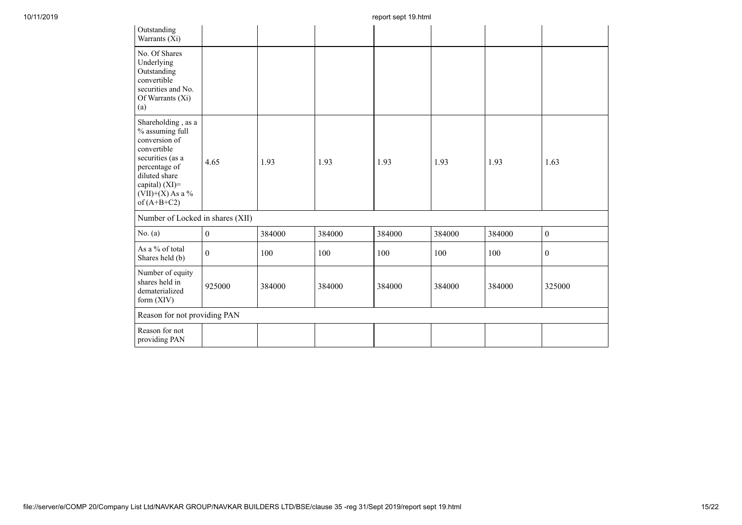| Outstanding Warrants (Xi) | | | | | | | |
|---|---|---|---|---|---|---|---|
| No. Of Shares Underlying Outstanding convertible securities and No. Of Warrants (Xi) (a) | | | | | | | |
| Shareholding , as a % assuming full conversion of convertible securities (as a percentage of diluted share capital) (XI)= (VII)+(X) As a % of (A+B+C2) | 4.65 | 1.93 | 1.93 | 1.93 | 1.93 | 1.93 | 1.63 |
| Number of Locked in shares (XII) | | | | | | | |
| No. (a) | 0 | 384000 | 384000 | 384000 | 384000 | 384000 | 0 |
| As a % of total Shares held (b) | 0 | 100 | 100 | 100 | 100 | 100 | 0 |
| Number of equity shares held in dematerialized form (XIV) | 925000 | 384000 | 384000 | 384000 | 384000 | 384000 | 325000 |
| Reason for not providing PAN | | | | | | | |
| Reason for not providing PAN | | | | | | | |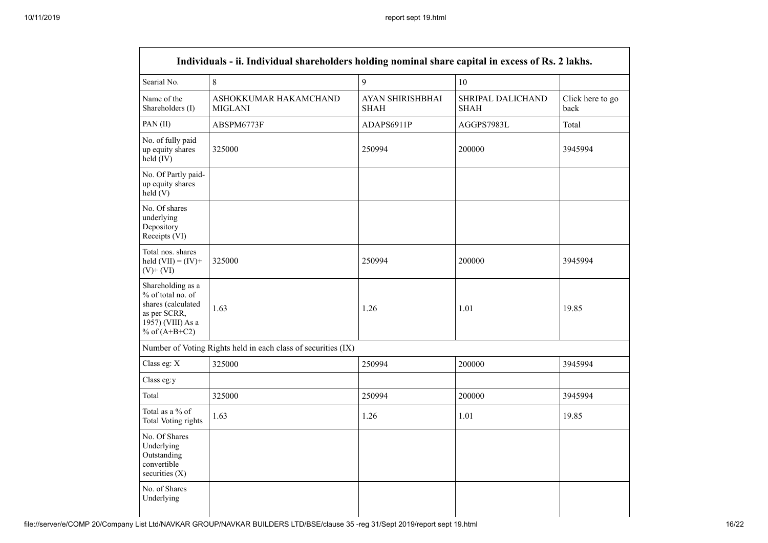| Individuals - ii. Individual shareholders holding nominal share capital in excess of Rs. 2 lakhs. | | | | |
|---|---|---|---|---|
| Searial No. | 8 | 9 | 10 | |
| Name of the Shareholders (I) | ASHOKKUMAR HAKAMCHAND MIGLANI | AYAN SHIRISHBHAI SHAH | SHRIPAL DALICHAND SHAH | Click here to go back |
| PAN (II) | ABSPM6773F | ADAPS6911P | AGGPS7983L | Total |
| No. of fully paid up equity shares held (IV) | 325000 | 250994 | 200000 | 3945994 |
| No. Of Partly paid-up equity shares held (V) | | | | |
| No. Of shares underlying Depository Receipts (VI) | | | | |
| Total nos. shares held (VII) = (IV)+(V)+ (VI) | 325000 | 250994 | 200000 | 3945994 |
| Shareholding as a % of total no. of shares (calculated as per SCRR, 1957) (VIII) As a % of (A+B+C2) | 1.63 | 1.26 | 1.01 | 19.85 |
| Number of Voting Rights held in each class of securities (IX) | | | | |
| Class eg: X | 325000 | 250994 | 200000 | 3945994 |
| Class eg:y | | | | |
| Total | 325000 | 250994 | 200000 | 3945994 |
| Total as a % of Total Voting rights | 1.63 | 1.26 | 1.01 | 19.85 |
| No. Of Shares Underlying Outstanding convertible securities (X) | | | | |
| No. of Shares Underlying | | | | |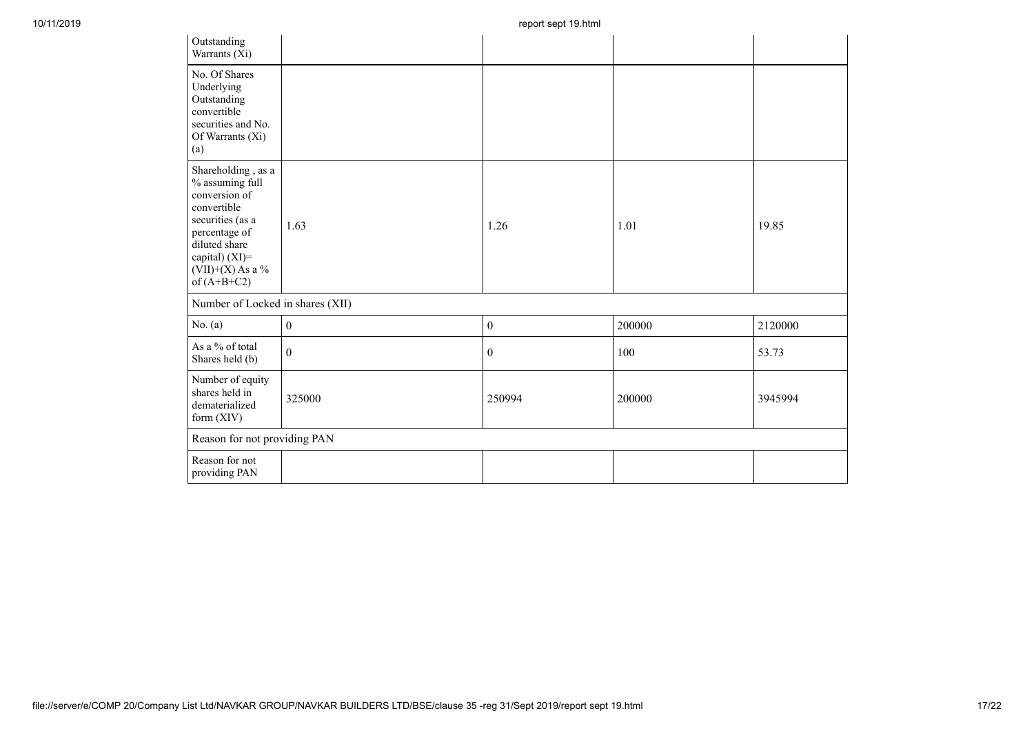| Outstanding Warrants (Xi) | | | | |
|---|---|---|---|---|
| No. Of Shares Underlying Outstanding convertible securities and No. Of Warrants (Xi) (a) | | | | |
| Shareholding , as a % assuming full conversion of convertible securities (as a percentage of diluted share capital) (XI)= (VII)+(X) As a % of (A+B+C2) | 1.63 | 1.26 | 1.01 | 19.85 |
| Number of Locked in shares (XII) | | | | |
| No. (a) | 0 | 0 | 200000 | 2120000 |
| As a % of total Shares held (b) | 0 | 0 | 100 | 53.73 |
| Number of equity shares held in dematerialized form (XIV) | 325000 | 250994 | 200000 | 3945994 |
| Reason for not providing PAN | | | | |
| Reason for not providing PAN | | | | |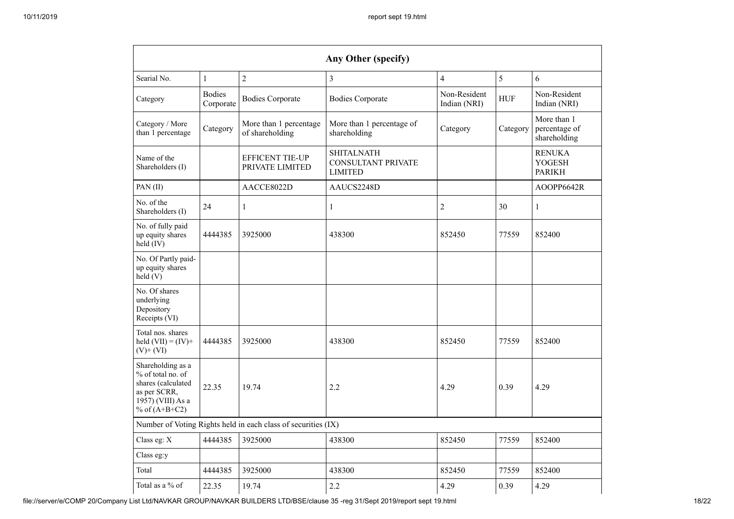| Any Other (specify) | | | | | | |
|---|---|---|---|---|---|---|
| Searial No. | 1 | 2 | 3 | 4 | 5 | 6 |
| Category | Bodies Corporate | Bodies Corporate | Bodies Corporate | Non-Resident Indian (NRI) | HUF | Non-Resident Indian (NRI) |
| Category / More than 1 percentage | Category | More than 1 percentage of shareholding | More than 1 percentage of shareholding | Category | Category | More than 1 percentage of shareholding |
| Name of the Shareholders (I) | | EFFICENT TIE-UP PRIVATE LIMITED | SHITALNATH CONSULTANT PRIVATE LIMITED | | | RENUKA YOGESH PARIKH |
| PAN (II) | | AACCE8022D | AAUCS2248D | | | AOOPP6642R |
| No. of the Shareholders (I) | 24 | 1 | 1 | 2 | 30 | 1 |
| No. of fully paid up equity shares held (IV) | 4444385 | 3925000 | 438300 | 852450 | 77559 | 852400 |
| No. Of Partly paid-up equity shares held (V) | | | | | | |
| No. Of shares underlying Depository Receipts (VI) | | | | | | |
| Total nos. shares held (VII) = (IV)+ (V)+ (VI) | 4444385 | 3925000 | 438300 | 852450 | 77559 | 852400 |
| Shareholding as a % of total no. of shares (calculated as per SCRR, 1957) (VIII) As a % of (A+B+C2) | 22.35 | 19.74 | 2.2 | 4.29 | 0.39 | 4.29 |
| Number of Voting Rights held in each class of securities (IX) | | | | | | |
| Class eg: X | 4444385 | 3925000 | 438300 | 852450 | 77559 | 852400 |
| Class eg:y | | | | | | |
| Total | 4444385 | 3925000 | 438300 | 852450 | 77559 | 852400 |
| Total as a % of | 22.35 | 19.74 | 2.2 | 4.29 | 0.39 | 4.29 |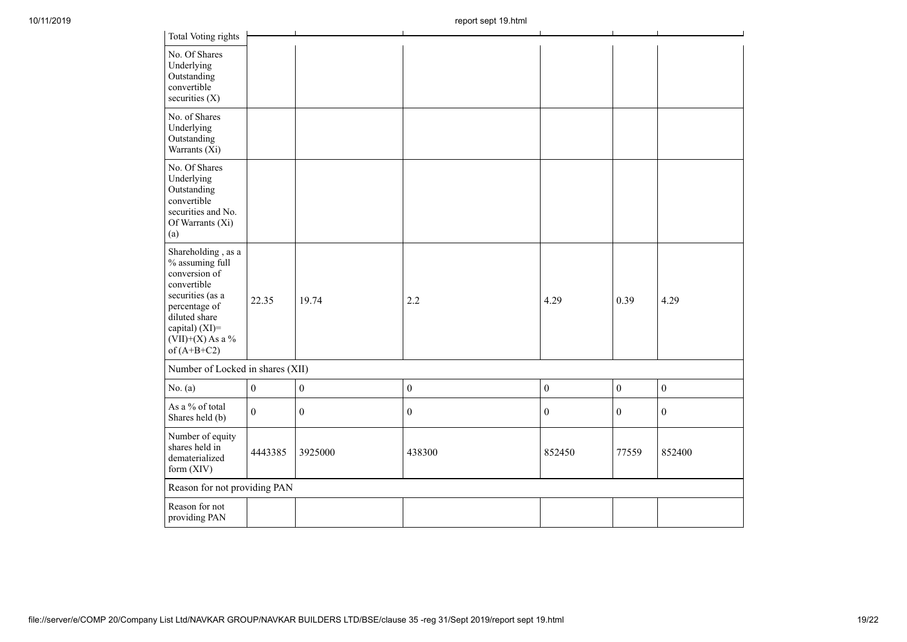| Total Voting rights | | | | | | |
|---|---|---|---|---|---|---|
| No. Of Shares Underlying Outstanding convertible securities (X) | | | | | | |
| No. of Shares Underlying Outstanding Warrants (Xi) | | | | | | |
| No. Of Shares Underlying Outstanding convertible securities and No. Of Warrants (Xi) (a) | | | | | | |
| Shareholding , as a % assuming full conversion of convertible securities (as a percentage of diluted share capital) (XI)= (VII)+(X) As a % of (A+B+C2) | 22.35 | 19.74 | 2.2 | 4.29 | 0.39 | 4.29 |
| Number of Locked in shares (XII) | | | | | | |
| No. (a) | 0 | 0 | 0 | 0 | 0 | 0 |
| As a % of total Shares held (b) | 0 | 0 | 0 | 0 | 0 | 0 |
| Number of equity shares held in dematerialized form (XIV) | 4443385 | 3925000 | 438300 | 852450 | 77559 | 852400 |
| Reason for not providing PAN | | | | | | |
| Reason for not providing PAN | | | | | | |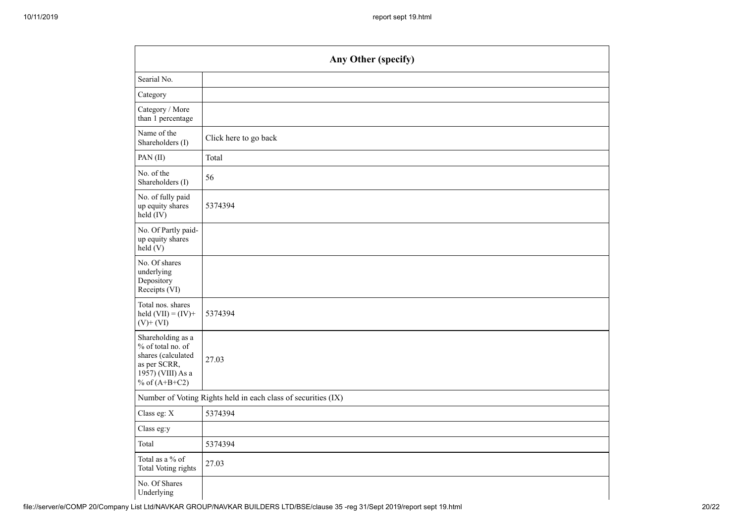| Any Other (specify) | |
|---|---|
| Searial No. | |
| Category | |
| Category / More than 1 percentage | |
| Name of the Shareholders (I) | Click here to go back |
| PAN (II) | Total |
| No. of the Shareholders (I) | 56 |
| No. of fully paid up equity shares held (IV) | 5374394 |
| No. Of Partly paid-up equity shares held (V) | |
| No. Of shares underlying Depository Receipts (VI) | |
| Total nos. shares held (VII) = (IV)+(V)+ (VI) | 5374394 |
| Shareholding as a % of total no. of shares (calculated as per SCRR, 1957) (VIII) As a % of (A+B+C2) | 27.03 |
| Number of Voting Rights held in each class of securities (IX) | |
| Class eg: X | 5374394 |
| Class eg:y | |
| Total | 5374394 |
| Total as a % of Total Voting rights | 27.03 |
| No. Of Shares Underlying | |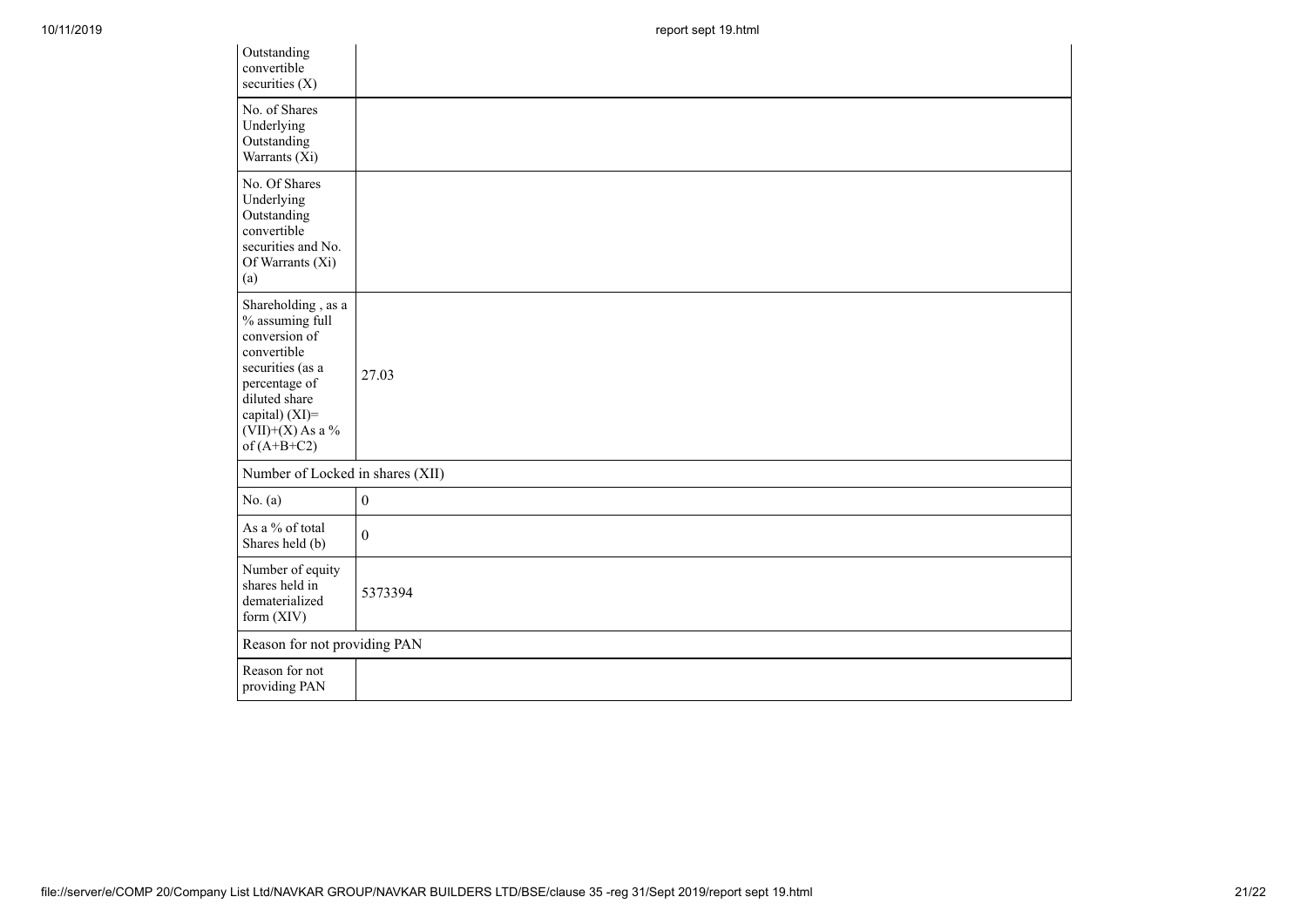| | |
|---|---|
| Outstanding convertible securities (X) | |
| No. of Shares Underlying Outstanding Warrants (Xi) | |
| No. Of Shares Underlying Outstanding convertible securities and No. Of Warrants (Xi) (a) | |
| Shareholding , as a % assuming full conversion of convertible securities (as a percentage of diluted share capital) (XI)= (VII)+(X) As a % of (A+B+C2) | 27.03 |
| Number of Locked in shares (XII) | |
| No. (a) | 0 |
| As a % of total Shares held (b) | 0 |
| Number of equity shares held in dematerialized form (XIV) | 5373394 |
| Reason for not providing PAN | |
| Reason for not providing PAN | |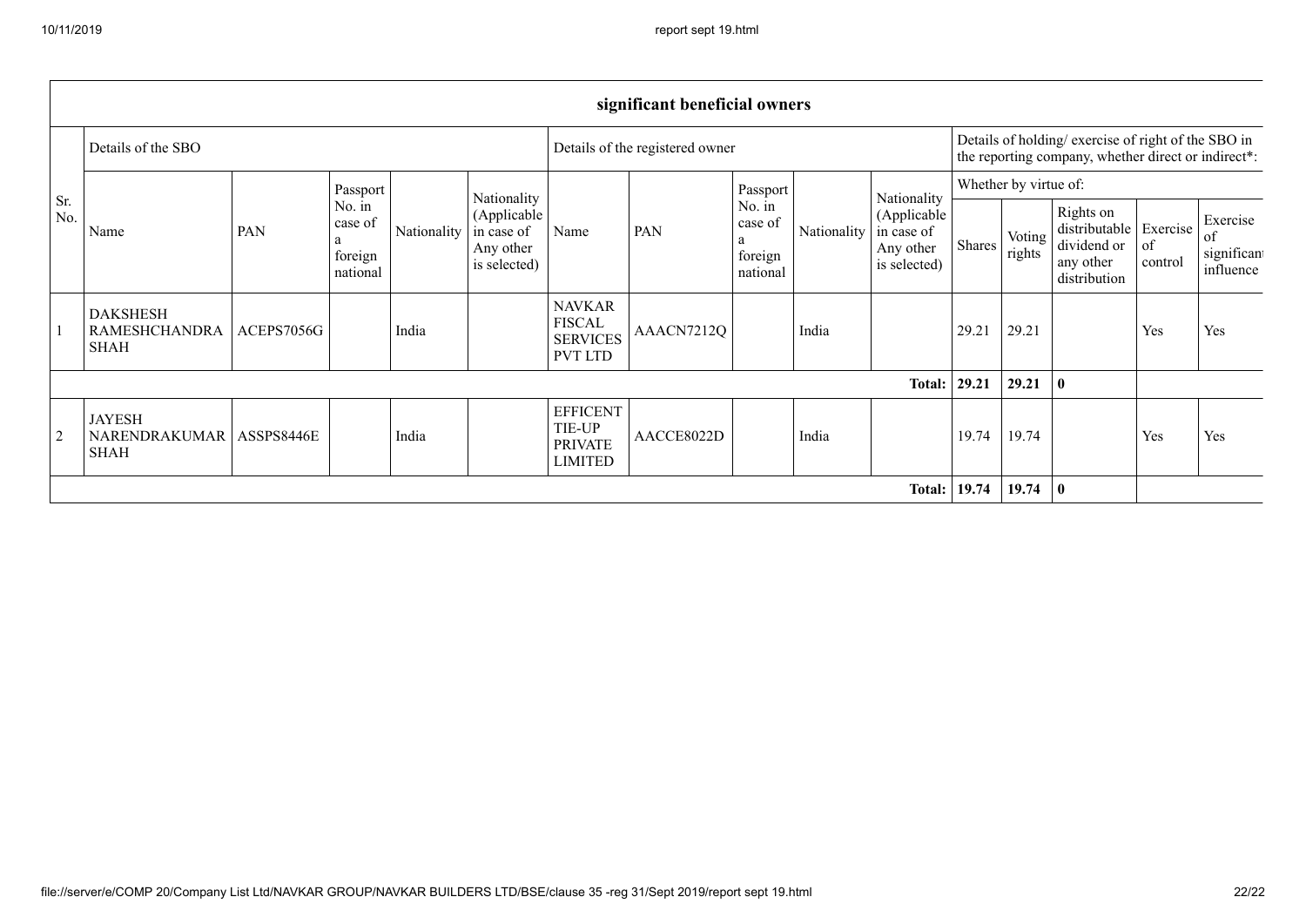| significant beneficial owners | | | | | | | | | | | | | | |
|---|---|---|---|---|---|---|---|---|---|---|---|---|---|---|
| Sr. No. | Details of the SBO | | | | | Details of the registered owner | | | | | Details of holding/ exercise of right of the SBO in the reporting company, whether direct or indirect*: | | | | |
| | | | | | | | | | | | Whether by virtue of: | | | | |
| | Name | PAN | Passport No. in case of a foreign national | Nationality | Nationality (Applicable in case of Any other is selected) | Name | PAN | Passport No. in case of a foreign national | Nationality | Nationality (Applicable in case of Any other is selected) | Shares | Voting rights | Rights on distributable dividend or any other distribution | Exercise of control | Exercise of significant influence |
| 1 | DAKSHESH RAMESHCHANDRA SHAH | ACEPS7056G | | India | | NAVKAR FISCAL SERVICES PVT LTD | AAACN7212Q | | India | | 29.21 | 29.21 | | Yes | Yes |
| | | | | | | | | | | **Total:** | **29.21** | **29.21** | **0** | | |
| 2 | JAYESH NARENDRAKUMAR SHAH | ASSPS8446E | | India | | EFFICENT TIE-UP PRIVATE LIMITED | AACCE8022D | | India | | 19.74 | 19.74 | | Yes | Yes |
| | | | | | | | | | | **Total:** | **19.74** | **19.74** | **0** | | |